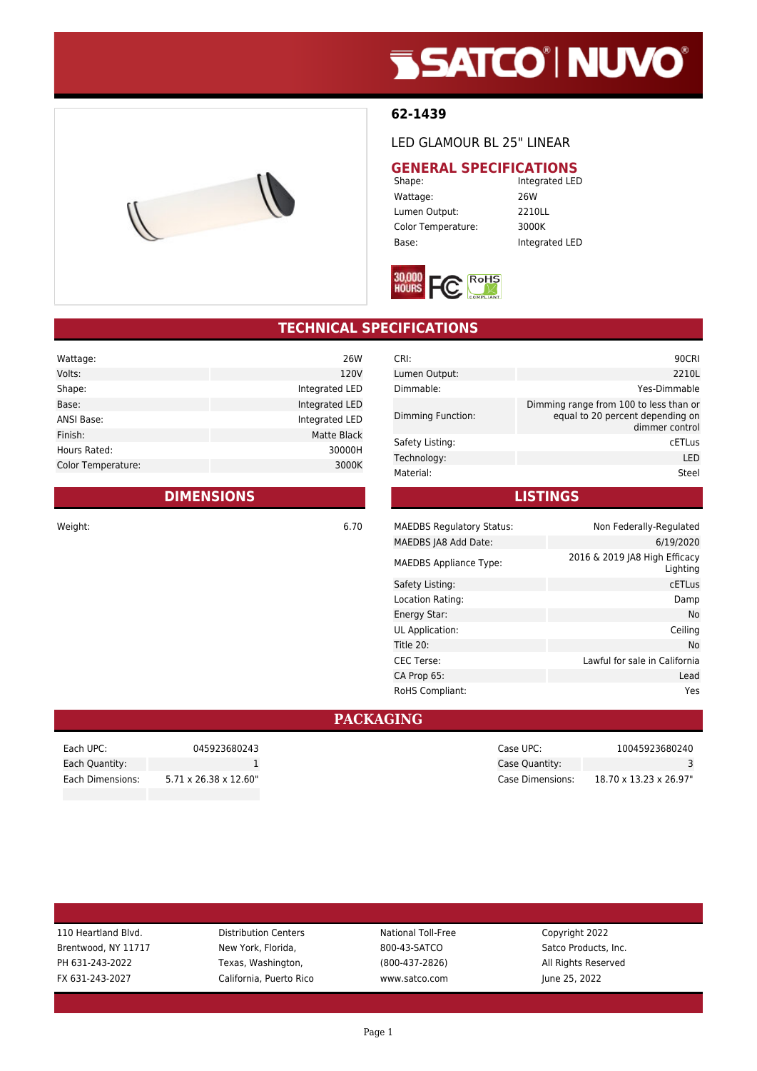SATCO | NUVO

# 62-1439

LED GLAMOUR BL 25" LINEAR

## GENERAL SPECIFICATIONS

| | |
|---|---|
| Shape: | Integrated LED |
| Wattage: | 26W |
| Lumen Output: | 2210LL |
| Color Temperature: | 3000K |
| Base: | Integrated LED |

30,000 HOURS FC RoHS COMPLIANT

## TECHNICAL SPECIFICATIONS

| | |
|---|---|
| Wattage: | 26W |
| Volts: | 120V |
| Shape: | Integrated LED |
| Base: | Integrated LED |
| ANSI Base: | Integrated LED |
| Finish: | Matte Black |
| Hours Rated: | 30000H |
| Color Temperature: | 3000K |

| | |
|---|---|
| CRI: | 90CRI |
| Lumen Output: | 2210L |
| Dimmable: | Yes-Dimmable |
| Dimming Function: | Dimming range from 100 to less than or equal to 20 percent depending on dimmer control |
| Safety Listing: | cETLus |
| Technology: | LED |
| Material: | Steel |

## DIMENSIONS

| | |
|---|---|
| Weight: | 6.70 |

## LISTINGS

| | |
|---|---|
| MAEDBS Regulatory Status: | Non Federally-Regulated |
| MAEDBS JA8 Add Date: | 6/19/2020 |
| MAEDBS Appliance Type: | 2016 & 2019 JA8 High Efficacy Lighting |
| Safety Listing: | cETLus |
| Location Rating: | Damp |
| Energy Star: | No |
| UL Application: | Ceiling |
| Title 20: | No |
| CEC Terse: | Lawful for sale in California |
| CA Prop 65: | Lead |
| RoHS Compliant: | Yes |

## PACKAGING

| | |
|---|---|
| Each UPC: | 045923680243 |
| Each Quantity: | 1 |
| Each Dimensions: | 5.71 x 26.38 x 12.60" |

| | |
|---|---|
| Case UPC: | 10045923680240 |
| Case Quantity: | 3 |
| Case Dimensions: | 18.70 x 13.23 x 26.97" |

110 Heartland Blvd.
Brentwood, NY 11717
PH 631-243-2022
FX 631-243-2027

Distribution Centers
New York, Florida,
Texas, Washington,
California, Puerto Rico

National Toll-Free
800-43-SATCO
(800-437-2826)
www.satco.com

Copyright 2022
Satco Products, Inc.
All Rights Reserved
June 25, 2022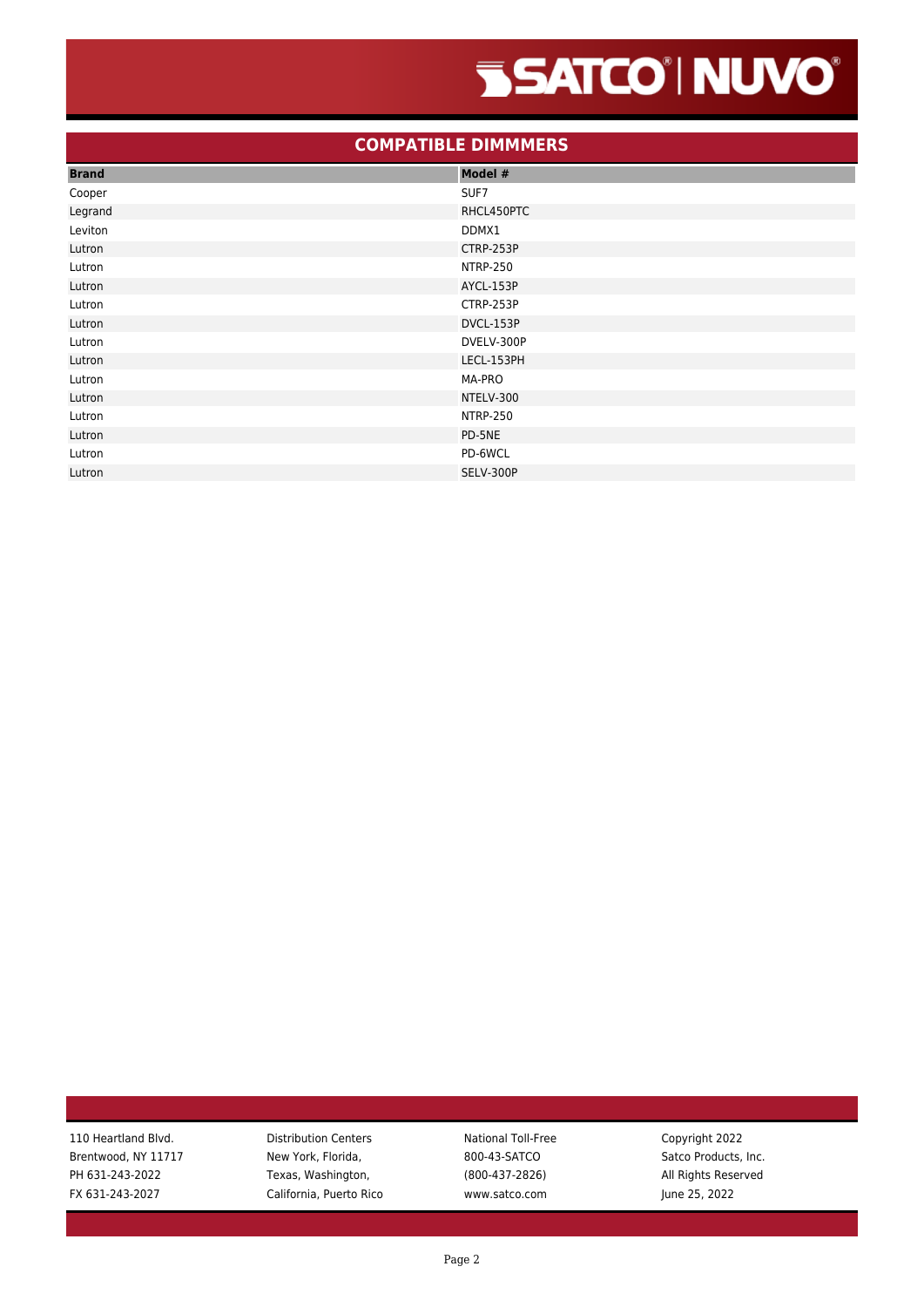## COMPATIBLE DIMMMERS

| Brand | Model # |
|---|---|
| Cooper | SUF7 |
| Legrand | RHCL450PTC |
| Leviton | DDMX1 |
| Lutron | CTRP-253P |
| Lutron | NTRP-250 |
| Lutron | AYCL-153P |
| Lutron | CTRP-253P |
| Lutron | DVCL-153P |
| Lutron | DVELV-300P |
| Lutron | LECL-153PH |
| Lutron | MA-PRO |
| Lutron | NTELV-300 |
| Lutron | NTRP-250 |
| Lutron | PD-5NE |
| Lutron | PD-6WCL |
| Lutron | SELV-300P |

110 Heartland Blvd.
Brentwood, NY 11717
PH 631-243-2022
FX 631-243-2027

Distribution Centers
New York, Florida,
Texas, Washington,
California, Puerto Rico

National Toll-Free
800-43-SATCO
(800-437-2826)
www.satco.com

Copyright 2022
Satco Products, Inc.
All Rights Reserved
June 25, 2022